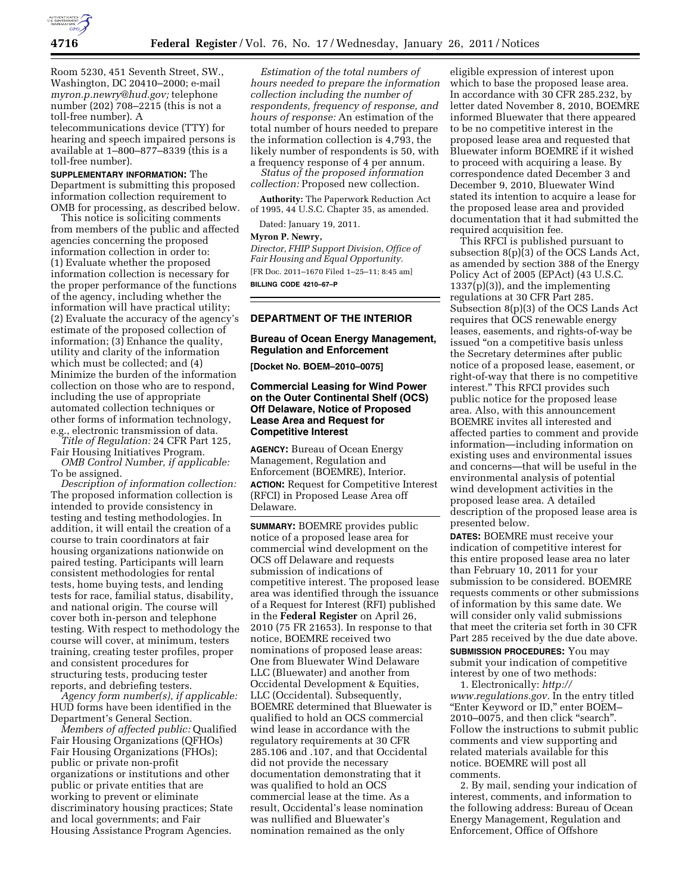Room 5230, 451 Seventh Street, SW., Washington, DC 20410–2000; e-mail *myron.p.newry@hud.gov;* telephone number (202) 708–2215 (this is not a toll-free number). A telecommunications device (TTY) for hearing and speech impaired persons is available at 1–800–877–8339 (this is a toll-free number).

**SUPPLEMENTARY INFORMATION:** The Department is submitting this proposed information collection requirement to OMB for processing, as described below.

This notice is soliciting comments from members of the public and affected agencies concerning the proposed information collection in order to: (1) Evaluate whether the proposed information collection is necessary for the proper performance of the functions of the agency, including whether the information will have practical utility; (2) Evaluate the accuracy of the agency's estimate of the proposed collection of information; (3) Enhance the quality, utility and clarity of the information which must be collected; and (4) Minimize the burden of the information collection on those who are to respond, including the use of appropriate automated collection techniques or other forms of information technology, e.g., electronic transmission of data.

*Title of Regulation:* 24 CFR Part 125, Fair Housing Initiatives Program.

*OMB Control Number, if applicable:* To be assigned.

*Description of information collection:* The proposed information collection is intended to provide consistency in testing and testing methodologies. In addition, it will entail the creation of a course to train coordinators at fair housing organizations nationwide on paired testing. Participants will learn consistent methodologies for rental tests, home buying tests, and lending tests for race, familial status, disability, and national origin. The course will cover both in-person and telephone testing. With respect to methodology the course will cover, at minimum, testers training, creating tester profiles, proper and consistent procedures for structuring tests, producing tester reports, and debriefing testers.

*Agency form number(s), if applicable:* HUD forms have been identified in the Department's General Section.

*Members of affected public:* Qualified Fair Housing Organizations (QFHOs) Fair Housing Organizations (FHOs); public or private non-profit organizations or institutions and other public or private entities that are working to prevent or eliminate discriminatory housing practices; State and local governments; and Fair Housing Assistance Program Agencies.

*Estimation of the total numbers of hours needed to prepare the information collection including the number of respondents, frequency of response, and hours of response:* An estimation of the total number of hours needed to prepare the information collection is 4,793, the likely number of respondents is 50, with a frequency response of 4 per annum.

*Status of the proposed information collection:* Proposed new collection.

**Authority:** The Paperwork Reduction Act of 1995, 44 U.S.C. Chapter 35, as amended.

Dated: January 19, 2011.

**Myron P. Newry,**

*Director, FHIP Support Division, Office of Fair Housing and Equal Opportunity.*

[FR Doc. 2011–1670 Filed 1–25–11; 8:45 am]

**BILLING CODE 4210–67–P**

---

## DEPARTMENT OF THE INTERIOR

### Bureau of Ocean Energy Management, Regulation and Enforcement

**[Docket No. BOEM–2010–0075]**

### Commercial Leasing for Wind Power on the Outer Continental Shelf (OCS) Off Delaware, Notice of Proposed Lease Area and Request for Competitive Interest

**AGENCY:** Bureau of Ocean Energy Management, Regulation and Enforcement (BOEMRE), Interior.

**ACTION:** Request for Competitive Interest (RFCI) in Proposed Lease Area off Delaware.

**SUMMARY:** BOEMRE provides public notice of a proposed lease area for commercial wind development on the OCS off Delaware and requests submission of indications of competitive interest. The proposed lease area was identified through the issuance of a Request for Interest (RFI) published in the **Federal Register** on April 26, 2010 (75 FR 21653). In response to that notice, BOEMRE received two nominations of proposed lease areas: One from Bluewater Wind Delaware LLC (Bluewater) and another from Occidental Development & Equities, LLC (Occidental). Subsequently, BOEMRE determined that Bluewater is qualified to hold an OCS commercial wind lease in accordance with the regulatory requirements at 30 CFR 285.106 and .107, and that Occidental did not provide the necessary documentation demonstrating that it was qualified to hold an OCS commercial lease at the time. As a result, Occidental's lease nomination was nullified and Bluewater's nomination remained as the only eligible expression of interest upon which to base the proposed lease area. In accordance with 30 CFR 285.232, by letter dated November 8, 2010, BOEMRE informed Bluewater that there appeared to be no competitive interest in the proposed lease area and requested that Bluewater inform BOEMRE if it wished to proceed with acquiring a lease. By correspondence dated December 3 and December 9, 2010, Bluewater Wind stated its intention to acquire a lease for the proposed lease area and provided documentation that it had submitted the required acquisition fee.

This RFCI is published pursuant to subsection 8(p)(3) of the OCS Lands Act, as amended by section 388 of the Energy Policy Act of 2005 (EPAct) (43 U.S.C. 1337(p)(3)), and the implementing regulations at 30 CFR Part 285. Subsection 8(p)(3) of the OCS Lands Act requires that OCS renewable energy leases, easements, and rights-of-way be issued "on a competitive basis unless the Secretary determines after public notice of a proposed lease, easement, or right-of-way that there is no competitive interest." This RFCI provides such public notice for the proposed lease area. Also, with this announcement BOEMRE invites all interested and affected parties to comment and provide information—including information on existing uses and environmental issues and concerns—that will be useful in the environmental analysis of potential wind development activities in the proposed lease area. A detailed description of the proposed lease area is presented below.

**DATES:** BOEMRE must receive your indication of competitive interest for this entire proposed lease area no later than February 10, 2011 for your submission to be considered. BOEMRE requests comments or other submissions of information by this same date. We will consider only valid submissions that meet the criteria set forth in 30 CFR Part 285 received by the due date above.

**SUBMISSION PROCEDURES:** You may submit your indication of competitive interest by one of two methods:

1. Electronically: *http://www.regulations.gov.* In the entry titled "Enter Keyword or ID," enter BOEM–2010–0075, and then click "search". Follow the instructions to submit public comments and view supporting and related materials available for this notice. BOEMRE will post all comments.

2. By mail, sending your indication of interest, comments, and information to the following address: Bureau of Ocean Energy Management, Regulation and Enforcement, Office of Offshore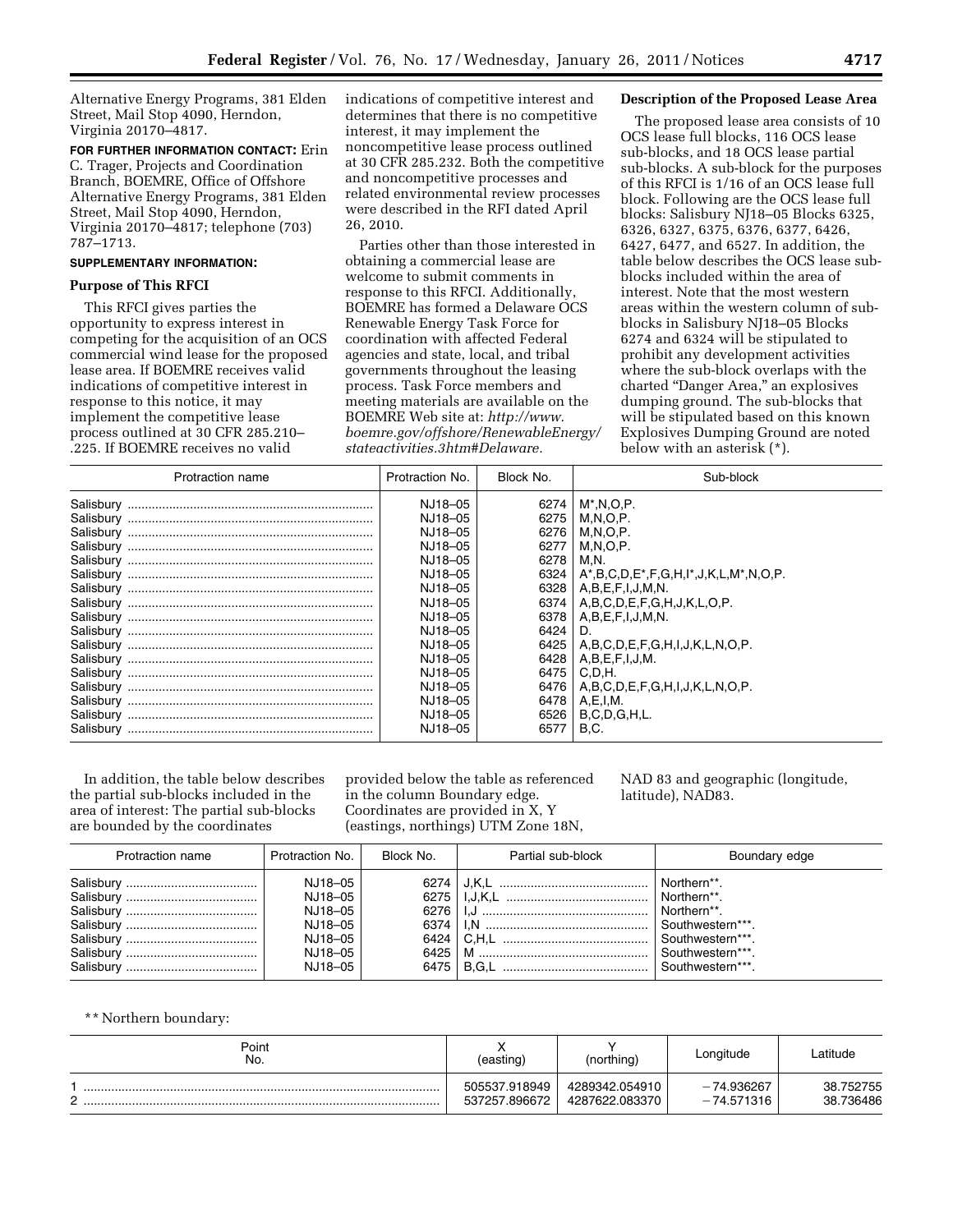Alternative Energy Programs, 381 Elden Street, Mail Stop 4090, Herndon, Virginia 20170–4817.

**FOR FURTHER INFORMATION CONTACT:** Erin C. Trager, Projects and Coordination Branch, BOEMRE, Office of Offshore Alternative Energy Programs, 381 Elden Street, Mail Stop 4090, Herndon, Virginia 20170–4817; telephone (703) 787–1713.

**SUPPLEMENTARY INFORMATION:**

**Purpose of This RFCI**

This RFCI gives parties the opportunity to express interest in competing for the acquisition of an OCS commercial wind lease for the proposed lease area. If BOEMRE receives valid indications of competitive interest in response to this notice, it may implement the competitive lease process outlined at 30 CFR 285.210–.225. If BOEMRE receives no valid indications of competitive interest and determines that there is no competitive interest, it may implement the noncompetitive lease process outlined at 30 CFR 285.232. Both the competitive and noncompetitive processes and related environmental review processes were described in the RFI dated April 26, 2010.

Parties other than those interested in obtaining a commercial lease are welcome to submit comments in response to this RFCI. Additionally, BOEMRE has formed a Delaware OCS Renewable Energy Task Force for coordination with affected Federal agencies and state, local, and tribal governments throughout the leasing process. Task Force members and meeting materials are available on the BOEMRE Web site at: *http://www.boemre.gov/offshore/RenewableEnergy/stateactivities.3htm#Delaware.*

**Description of the Proposed Lease Area**

The proposed lease area consists of 10 OCS lease full blocks, 116 OCS lease sub-blocks, and 18 OCS lease partial sub-blocks. A sub-block for the purposes of this RFCI is 1/16 of an OCS lease full block. Following are the OCS lease full blocks: Salisbury NJ18–05 Blocks 6325, 6326, 6327, 6375, 6376, 6377, 6426, 6427, 6477, and 6527. In addition, the table below describes the OCS lease sub-blocks included within the area of interest. Note that the most western areas within the western column of sub-blocks in Salisbury NJ18–05 Blocks 6274 and 6324 will be stipulated to prohibit any development activities where the sub-block overlaps with the charted "Danger Area," an explosives dumping ground. The sub-blocks that will be stipulated based on this known Explosives Dumping Ground are noted below with an asterisk (*).

| Protraction name | Protraction No. | Block No. | Sub-block |
|---|---|---|---|
| Salisbury | NJ18–05 | 6274 | M*,N,O,P. |
| Salisbury | NJ18–05 | 6275 | M,N,O,P. |
| Salisbury | NJ18–05 | 6276 | M,N,O,P. |
| Salisbury | NJ18–05 | 6277 | M,N,O,P. |
| Salisbury | NJ18–05 | 6278 | M,N. |
| Salisbury | NJ18–05 | 6324 | A*,B,C,D,E*,F,G,H,I*,J,K,L,M*,N,O,P. |
| Salisbury | NJ18–05 | 6328 | A,B,E,F,I,J,M,N. |
| Salisbury | NJ18–05 | 6374 | A,B,C,D,E,F,G,H,J,K,L,O,P. |
| Salisbury | NJ18–05 | 6378 | A,B,E,F,I,J,M,N. |
| Salisbury | NJ18–05 | 6424 | D. |
| Salisbury | NJ18–05 | 6425 | A,B,C,D,E,F,G,H,I,J,K,L,N,O,P. |
| Salisbury | NJ18–05 | 6428 | A,B,E,F,I,J,M. |
| Salisbury | NJ18–05 | 6475 | C,D,H. |
| Salisbury | NJ18–05 | 6476 | A,B,C,D,E,F,G,H,I,J,K,L,N,O,P. |
| Salisbury | NJ18–05 | 6478 | A,E,I,M. |
| Salisbury | NJ18–05 | 6526 | B,C,D,G,H,L. |
| Salisbury | NJ18–05 | 6577 | B,C. |

In addition, the table below describes the partial sub-blocks included in the area of interest: The partial sub-blocks are bounded by the coordinates provided below the table as referenced in the column Boundary edge. Coordinates are provided in X, Y (eastings, northings) UTM Zone 18N, NAD 83 and geographic (longitude, latitude), NAD83.

| Protraction name | Protraction No. | Block No. | Partial sub-block | Boundary edge |
|---|---|---|---|---|
| Salisbury | NJ18–05 | 6274 | J,K,L | Northern**. |
| Salisbury | NJ18–05 | 6275 | I,J,K,L | Northern**. |
| Salisbury | NJ18–05 | 6276 | I,J | Northern**. |
| Salisbury | NJ18–05 | 6374 | I,N | Southwestern***. |
| Salisbury | NJ18–05 | 6424 | C,H,L | Southwestern***. |
| Salisbury | NJ18–05 | 6425 | M | Southwestern***. |
| Salisbury | NJ18–05 | 6475 | B,G,L | Southwestern***. |

** Northern boundary:

| Point No. | X (easting) | Y (northing) | Longitude | Latitude |
|---|---|---|---|---|
| 1 | 505537.918949 | 4289342.054910 | −74.936267 | 38.752755 |
| 2 | 537257.896672 | 4287622.083370 | −74.571316 | 38.736486 |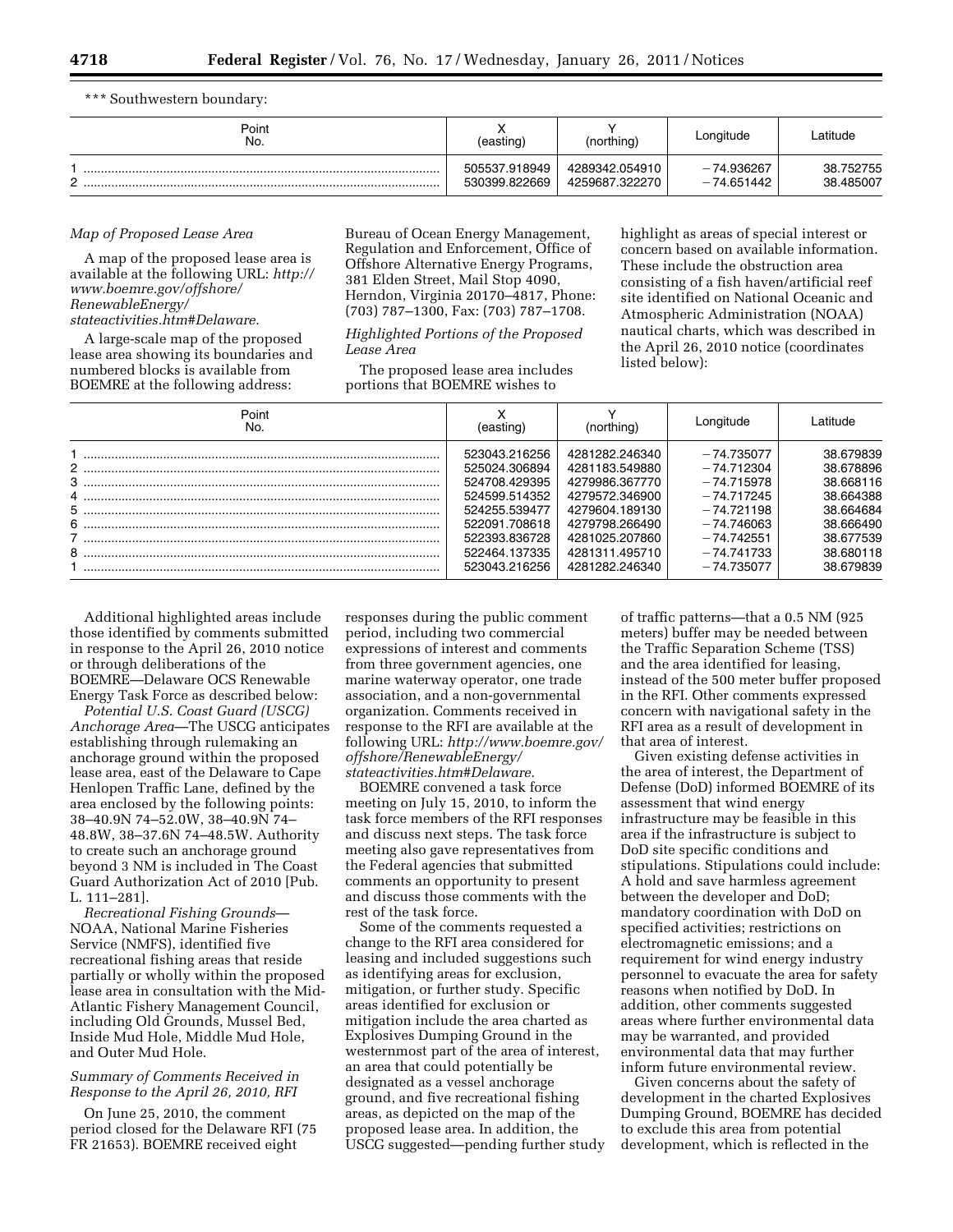*** Southwestern boundary:

| Point No. | X (easting) | Y (northing) | Longitude | Latitude |
|---|---|---|---|---|
| 1 | 505537.918949 | 4289342.054910 | −74.936267 | 38.752755 |
| 2 | 530399.822669 | 4259687.322270 | −74.651442 | 38.485007 |

*Map of Proposed Lease Area*

A map of the proposed lease area is available at the following URL: *http://www.boemre.gov/offshore/RenewableEnergy/stateactivities.htm#Delaware.*

A large-scale map of the proposed lease area showing its boundaries and numbered blocks is available from BOEMRE at the following address: Bureau of Ocean Energy Management, Regulation and Enforcement, Office of Offshore Alternative Energy Programs, 381 Elden Street, Mail Stop 4090, Herndon, Virginia 20170–4817, Phone: (703) 787–1300, Fax: (703) 787–1708.

*Highlighted Portions of the Proposed Lease Area*

The proposed lease area includes portions that BOEMRE wishes to highlight as areas of special interest or concern based on available information. These include the obstruction area consisting of a fish haven/artificial reef site identified on National Oceanic and Atmospheric Administration (NOAA) nautical charts, which was described in the April 26, 2010 notice (coordinates listed below):

| Point No. | X (easting) | Y (northing) | Longitude | Latitude |
|---|---|---|---|---|
| 1 | 523043.216256 | 4281282.246340 | −74.735077 | 38.679839 |
| 2 | 525024.306894 | 4281183.549880 | −74.712304 | 38.678896 |
| 3 | 524708.429395 | 4279986.367770 | −74.715978 | 38.668116 |
| 4 | 524599.514352 | 4279572.346900 | −74.717245 | 38.664388 |
| 5 | 524255.539477 | 4279604.189130 | −74.721198 | 38.664684 |
| 6 | 522091.708618 | 4279798.266490 | −74.746063 | 38.666490 |
| 7 | 522393.836728 | 4281025.207860 | −74.742551 | 38.677539 |
| 8 | 522464.137335 | 4281311.495710 | −74.741733 | 38.680118 |
| 1 | 523043.216256 | 4281282.246340 | −74.735077 | 38.679839 |

Additional highlighted areas include those identified by comments submitted in response to the April 26, 2010 notice or through deliberations of the BOEMRE—Delaware OCS Renewable Energy Task Force as described below:

*Potential U.S. Coast Guard (USCG) Anchorage Area*—The USCG anticipates establishing through rulemaking an anchorage ground within the proposed lease area, east of the Delaware to Cape Henlopen Traffic Lane, defined by the area enclosed by the following points: 38–40.9N 74–52.0W, 38–40.9N 74–48.8W, 38–37.6N 74–48.5W. Authority to create such an anchorage ground beyond 3 NM is included in The Coast Guard Authorization Act of 2010 [Pub. L. 111–281].

*Recreational Fishing Grounds*—NOAA, National Marine Fisheries Service (NMFS), identified five recreational fishing areas that reside partially or wholly within the proposed lease area in consultation with the Mid-Atlantic Fishery Management Council, including Old Grounds, Mussel Bed, Inside Mud Hole, Middle Mud Hole, and Outer Mud Hole.

*Summary of Comments Received in Response to the April 26, 2010, RFI*

On June 25, 2010, the comment period closed for the Delaware RFI (75 FR 21653). BOEMRE received eight responses during the public comment period, including two commercial expressions of interest and comments from three government agencies, one marine waterway operator, one trade association, and a non-governmental organization. Comments received in response to the RFI are available at the following URL: *http://www.boemre.gov/offshore/RenewableEnergy/stateactivities.htm#Delaware.*

BOEMRE convened a task force meeting on July 15, 2010, to inform the task force members of the RFI responses and discuss next steps. The task force meeting also gave representatives from the Federal agencies that submitted comments an opportunity to present and discuss those comments with the rest of the task force.

Some of the comments requested a change to the RFI area considered for leasing and included suggestions such as identifying areas for exclusion, mitigation, or further study. Specific areas identified for exclusion or mitigation include the area charted as Explosives Dumping Ground in the westernmost part of the area of interest, an area that could potentially be designated as a vessel anchorage ground, and five recreational fishing areas, as depicted on the map of the proposed lease area. In addition, the USCG suggested—pending further study of traffic patterns—that a 0.5 NM (925 meters) buffer may be needed between the Traffic Separation Scheme (TSS) and the area identified for leasing, instead of the 500 meter buffer proposed in the RFI. Other comments expressed concern with navigational safety in the RFI area as a result of development in that area of interest.

Given existing defense activities in the area of interest, the Department of Defense (DoD) informed BOEMRE of its assessment that wind energy infrastructure may be feasible in this area if the infrastructure is subject to DoD site specific conditions and stipulations. Stipulations could include: A hold and save harmless agreement between the developer and DoD; mandatory coordination with DoD on specified activities; restrictions on electromagnetic emissions; and a requirement for wind energy industry personnel to evacuate the area for safety reasons when notified by DoD. In addition, other comments suggested areas where further environmental data may be warranted, and provided environmental data that may further inform future environmental review.

Given concerns about the safety of development in the charted Explosives Dumping Ground, BOEMRE has decided to exclude this area from potential development, which is reflected in the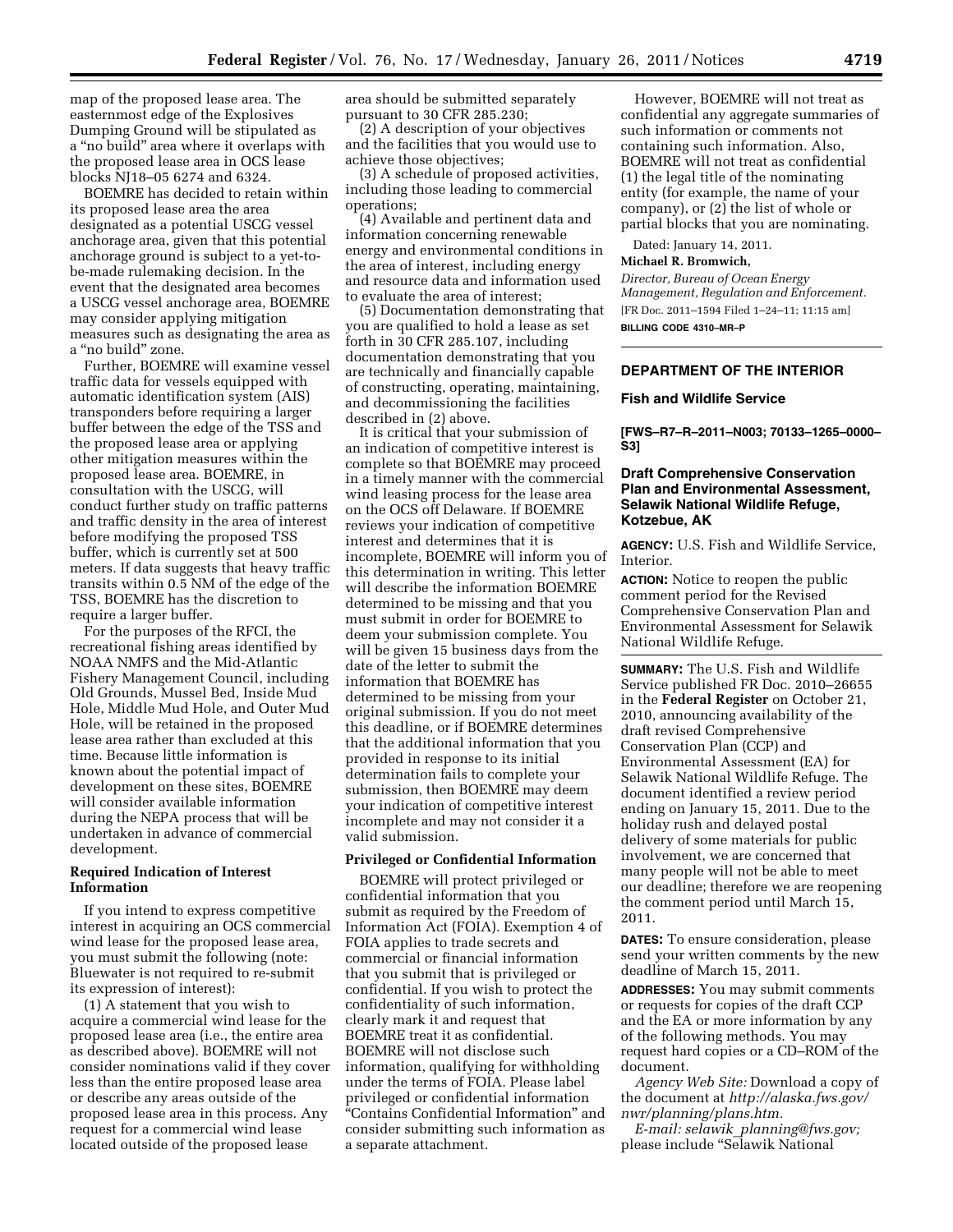map of the proposed lease area. The easternmost edge of the Explosives Dumping Ground will be stipulated as a "no build" area where it overlaps with the proposed lease area in OCS lease blocks NJ18–05 6274 and 6324.

BOEMRE has decided to retain within its proposed lease area the area designated as a potential USCG vessel anchorage area, given that this potential anchorage ground is subject to a yet-to-be-made rulemaking decision. In the event that the designated area becomes a USCG vessel anchorage area, BOEMRE may consider applying mitigation measures such as designating the area as a "no build" zone.

Further, BOEMRE will examine vessel traffic data for vessels equipped with automatic identification system (AIS) transponders before requiring a larger buffer between the edge of the TSS and the proposed lease area or applying other mitigation measures within the proposed lease area. BOEMRE, in consultation with the USCG, will conduct further study on traffic patterns and traffic density in the area of interest before modifying the proposed TSS buffer, which is currently set at 500 meters. If data suggests that heavy traffic transits within 0.5 NM of the edge of the TSS, BOEMRE has the discretion to require a larger buffer.

For the purposes of the RFCI, the recreational fishing areas identified by NOAA NMFS and the Mid-Atlantic Fishery Management Council, including Old Grounds, Mussel Bed, Inside Mud Hole, Middle Mud Hole, and Outer Mud Hole, will be retained in the proposed lease area rather than excluded at this time. Because little information is known about the potential impact of development on these sites, BOEMRE will consider available information during the NEPA process that will be undertaken in advance of commercial development.

**Required Indication of Interest Information**

If you intend to express competitive interest in acquiring an OCS commercial wind lease for the proposed lease area, you must submit the following (note: Bluewater is not required to re-submit its expression of interest):

(1) A statement that you wish to acquire a commercial wind lease for the proposed lease area (i.e., the entire area as described above). BOEMRE will not consider nominations valid if they cover less than the entire proposed lease area or describe any areas outside of the proposed lease area in this process. Any request for a commercial wind lease located outside of the proposed lease area should be submitted separately pursuant to 30 CFR 285.230;

(2) A description of your objectives and the facilities that you would use to achieve those objectives;

(3) A schedule of proposed activities, including those leading to commercial operations;

(4) Available and pertinent data and information concerning renewable energy and environmental conditions in the area of interest, including energy and resource data and information used to evaluate the area of interest;

(5) Documentation demonstrating that you are qualified to hold a lease as set forth in 30 CFR 285.107, including documentation demonstrating that you are technically and financially capable of constructing, operating, maintaining, and decommissioning the facilities described in (2) above.

It is critical that your submission of an indication of competitive interest is complete so that BOEMRE may proceed in a timely manner with the commercial wind leasing process for the lease area on the OCS off Delaware. If BOEMRE reviews your indication of competitive interest and determines that it is incomplete, BOEMRE will inform you of this determination in writing. This letter will describe the information BOEMRE determined to be missing and that you must submit in order for BOEMRE to deem your submission complete. You will be given 15 business days from the date of the letter to submit the information that BOEMRE has determined to be missing from your original submission. If you do not meet this deadline, or if BOEMRE determines that the additional information that you provided in response to its initial determination fails to complete your submission, then BOEMRE may deem your indication of competitive interest incomplete and may not consider it a valid submission.

**Privileged or Confidential Information**

BOEMRE will protect privileged or confidential information that you submit as required by the Freedom of Information Act (FOIA). Exemption 4 of FOIA applies to trade secrets and commercial or financial information that you submit that is privileged or confidential. If you wish to protect the confidentiality of such information, clearly mark it and request that BOEMRE treat it as confidential. BOEMRE will not disclose such information, qualifying for withholding under the terms of FOIA. Please label privileged or confidential information "Contains Confidential Information" and consider submitting such information as a separate attachment.

However, BOEMRE will not treat as confidential any aggregate summaries of such information or comments not containing such information. Also, BOEMRE will not treat as confidential (1) the legal title of the nominating entity (for example, the name of your company), or (2) the list of whole or partial blocks that you are nominating.

Dated: January 14, 2011.

**Michael R. Bromwich,**

*Director, Bureau of Ocean Energy Management, Regulation and Enforcement.*

[FR Doc. 2011–1594 Filed 1–24–11; 11:15 am]

**BILLING CODE 4310–MR–P**

---

## DEPARTMENT OF THE INTERIOR

### Fish and Wildlife Service

**[FWS–R7–R–2011–N003; 70133–1265–0000–S3]**

### Draft Comprehensive Conservation Plan and Environmental Assessment, Selawik National Wildlife Refuge, Kotzebue, AK

**AGENCY:** U.S. Fish and Wildlife Service, Interior.

**ACTION:** Notice to reopen the public comment period for the Revised Comprehensive Conservation Plan and Environmental Assessment for Selawik National Wildlife Refuge.

**SUMMARY:** The U.S. Fish and Wildlife Service published FR Doc. 2010–26655 in the **Federal Register** on October 21, 2010, announcing availability of the draft revised Comprehensive Conservation Plan (CCP) and Environmental Assessment (EA) for Selawik National Wildlife Refuge. The document identified a review period ending on January 15, 2011. Due to the holiday rush and delayed postal delivery of some materials for public involvement, we are concerned that many people will not be able to meet our deadline; therefore we are reopening the comment period until March 15, 2011.

**DATES:** To ensure consideration, please send your written comments by the new deadline of March 15, 2011.

**ADDRESSES:** You may submit comments or requests for copies of the draft CCP and the EA or more information by any of the following methods. You may request hard copies or a CD–ROM of the document.

*Agency Web Site:* Download a copy of the document at *http://alaska.fws.gov/nwr/planning/plans.htm.*

*E-mail: selawik_planning@fws.gov;* please include "Selawik National